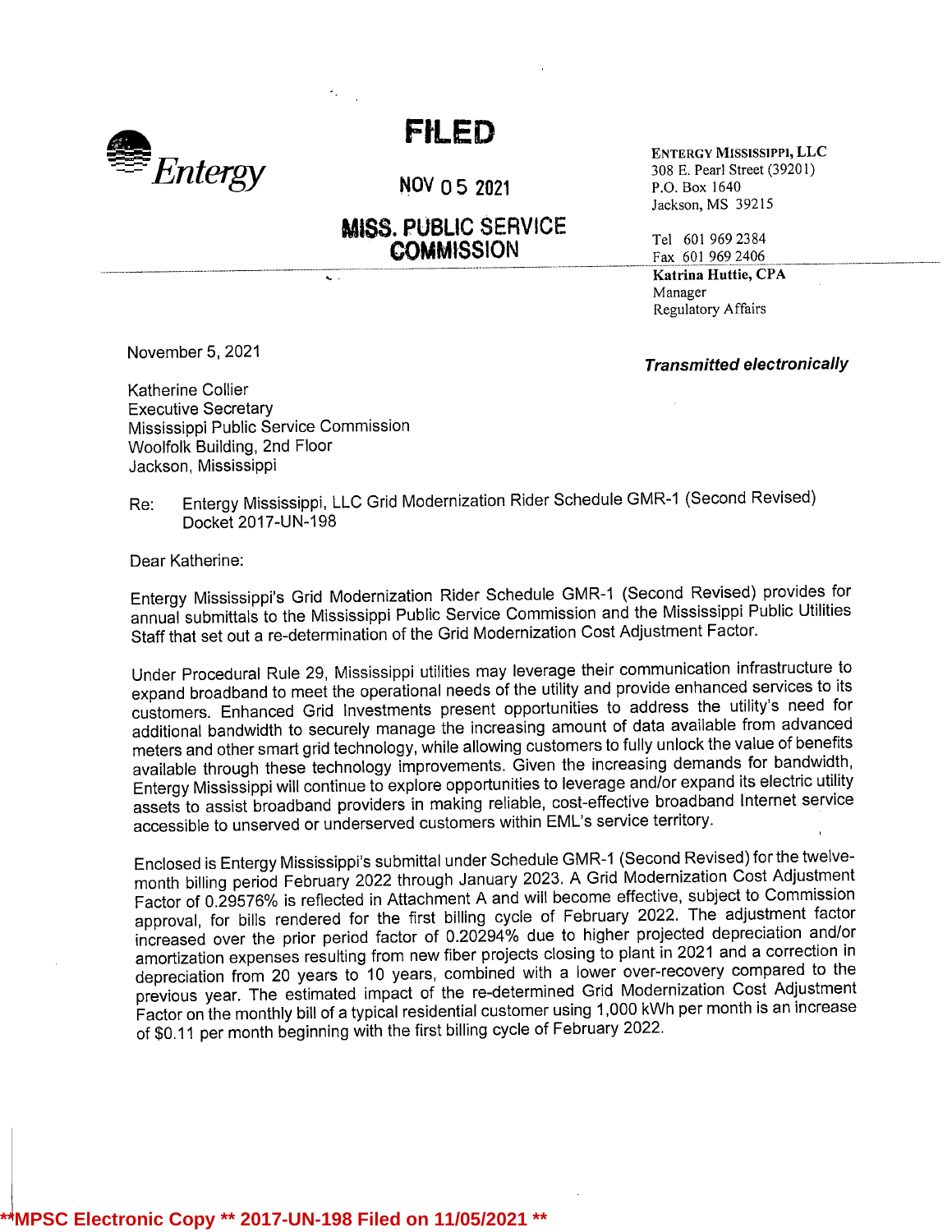Entergy

**FILED**

NOV 05 2021

**MISS. PUBLIC SERVICE COMMISSION**

**ENTERGY MISSISSIPPI, LLC**
308 E. Pearl Street (39201)
P.O. Box 1640
Jackson, MS 39215

Tel 601 969 2384
Fax 601 969 2406

**Katrina Huttie, CPA**
Manager
Regulatory Affairs

November 5, 2021

***Transmitted electronically***

Katherine Collier
Executive Secretary
Mississippi Public Service Commission
Woolfolk Building, 2nd Floor
Jackson, Mississippi

Re: Entergy Mississippi, LLC Grid Modernization Rider Schedule GMR-1 (Second Revised)
Docket 2017-UN-198

Dear Katherine:

Entergy Mississippi's Grid Modernization Rider Schedule GMR-1 (Second Revised) provides for annual submittals to the Mississippi Public Service Commission and the Mississippi Public Utilities Staff that set out a re-determination of the Grid Modernization Cost Adjustment Factor.

Under Procedural Rule 29, Mississippi utilities may leverage their communication infrastructure to expand broadband to meet the operational needs of the utility and provide enhanced services to its customers. Enhanced Grid Investments present opportunities to address the utility's need for additional bandwidth to securely manage the increasing amount of data available from advanced meters and other smart grid technology, while allowing customers to fully unlock the value of benefits available through these technology improvements. Given the increasing demands for bandwidth, Entergy Mississippi will continue to explore opportunities to leverage and/or expand its electric utility assets to assist broadband providers in making reliable, cost-effective broadband Internet service accessible to unserved or underserved customers within EML's service territory.

Enclosed is Entergy Mississippi's submittal under Schedule GMR-1 (Second Revised) for the twelve-month billing period February 2022 through January 2023. A Grid Modernization Cost Adjustment Factor of 0.29576% is reflected in Attachment A and will become effective, subject to Commission approval, for bills rendered for the first billing cycle of February 2022. The adjustment factor increased over the prior period factor of 0.20294% due to higher projected depreciation and/or amortization expenses resulting from new fiber projects closing to plant in 2021 and a correction in depreciation from 20 years to 10 years, combined with a lower over-recovery compared to the previous year. The estimated impact of the re-determined Grid Modernization Cost Adjustment Factor on the monthly bill of a typical residential customer using 1,000 kWh per month is an increase of $0.11 per month beginning with the first billing cycle of February 2022.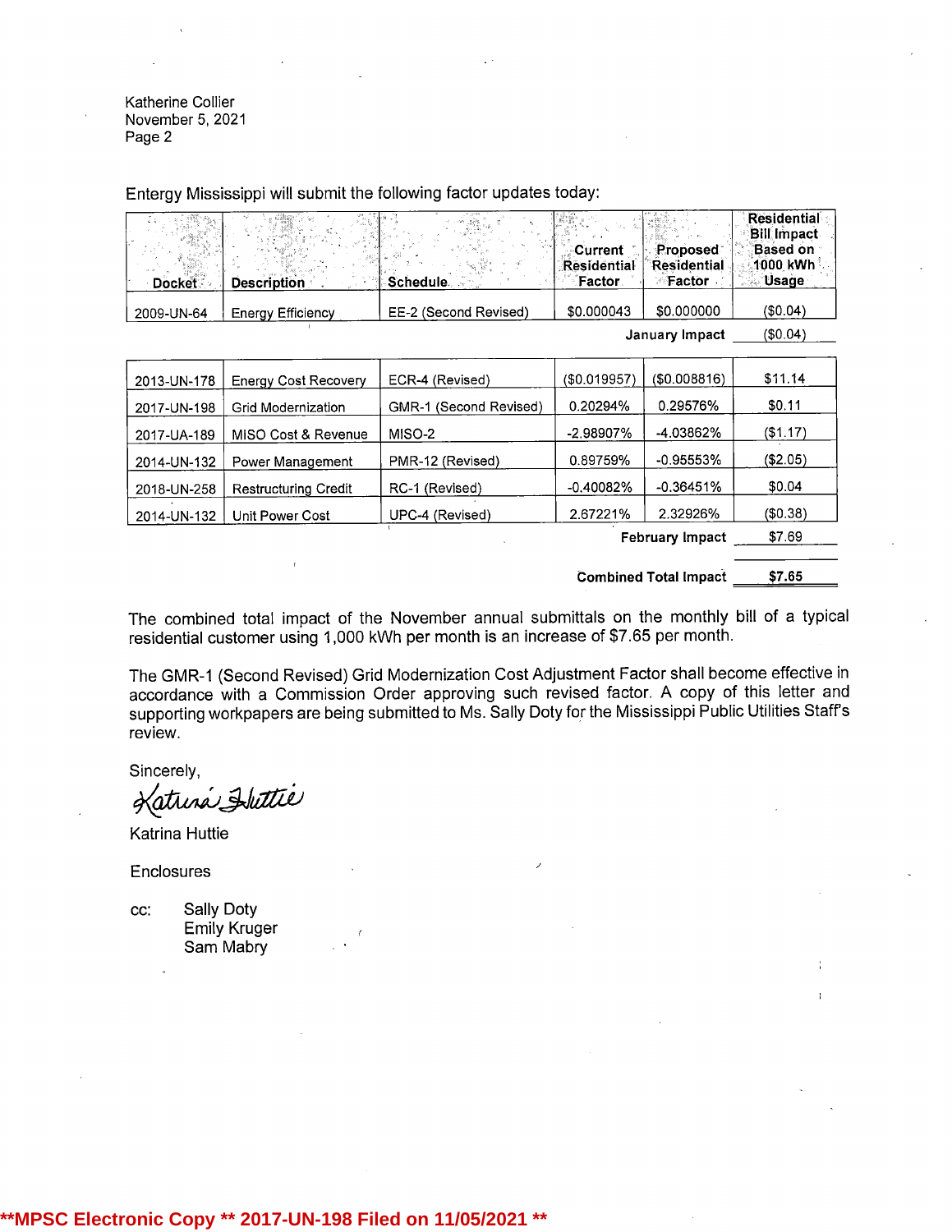Katherine Collier
November 5, 2021
Page 2

Entergy Mississippi will submit the following factor updates today:

| Docket | Description | Schedule | Current Residential Factor | Proposed Residential Factor | Residential Bill Impact Based on 1000 kWh Usage |
|---|---|---|---|---|---|
| 2009-UN-64 | Energy Efficiency | EE-2 (Second Revised) | $0.000043 | $0.000000 | ($0.04) |
| | | | | January Impact | ($0.04) |
| 2013-UN-178 | Energy Cost Recovery | ECR-4 (Revised) | ($0.019957) | ($0.008816) | $11.14 |
| 2017-UN-198 | Grid Modernization | GMR-1 (Second Revised) | 0.20294% | 0.29576% | $0.11 |
| 2017-UA-189 | MISO Cost & Revenue | MISO-2 | -2.98907% | -4.03862% | ($1.17) |
| 2014-UN-132 | Power Management | PMR-12 (Revised) | 0.89759% | -0.95553% | ($2.05) |
| 2018-UN-258 | Restructuring Credit | RC-1 (Revised) | -0.40082% | -0.36451% | $0.04 |
| 2014-UN-132 | Unit Power Cost | UPC-4 (Revised) | 2.67221% | 2.32926% | ($0.38) |
| | | | | February Impact | $7.69 |
| | | | | Combined Total Impact | $7.65 |

The combined total impact of the November annual submittals on the monthly bill of a typical residential customer using 1,000 kWh per month is an increase of $7.65 per month.

The GMR-1 (Second Revised) Grid Modernization Cost Adjustment Factor shall become effective in accordance with a Commission Order approving such revised factor. A copy of this letter and supporting workpapers are being submitted to Ms. Sally Doty for the Mississippi Public Utilities Staff's review.

Sincerely,

Katrina Huttie

Katrina Huttie

Enclosures

cc: Sally Doty
Emily Kruger
Sam Mabry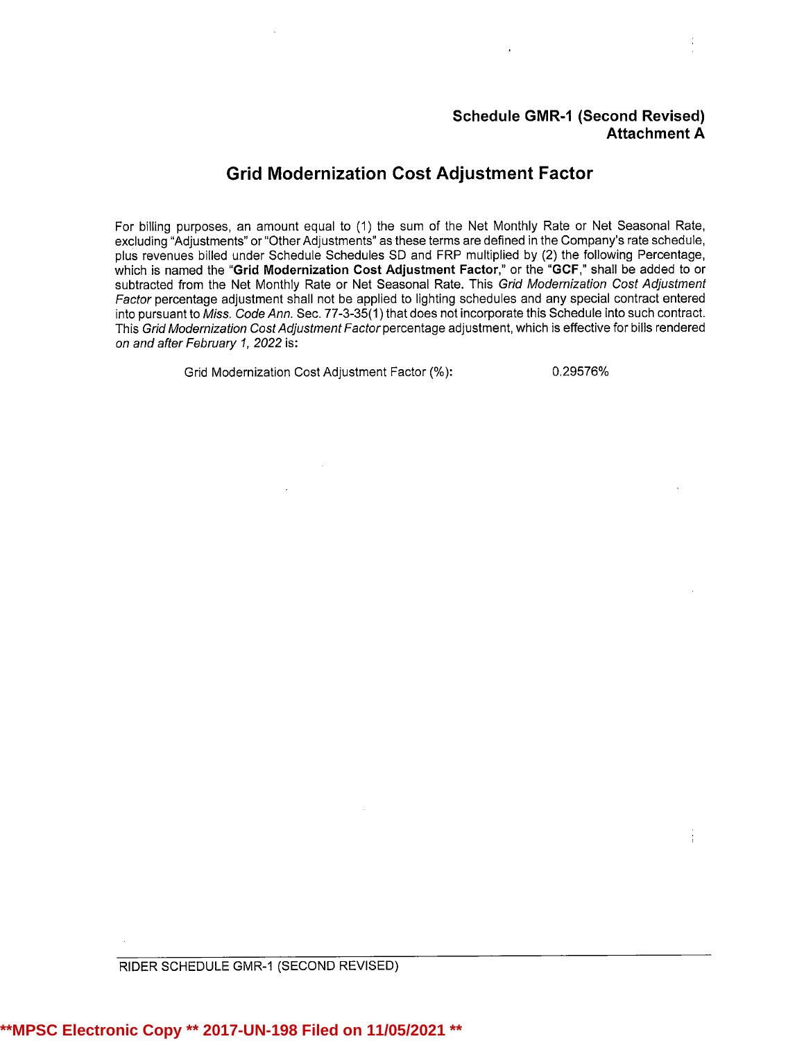**Schedule GMR-1 (Second Revised)**
**Attachment A**

## Grid Modernization Cost Adjustment Factor

For billing purposes, an amount equal to (1) the sum of the Net Monthly Rate or Net Seasonal Rate, excluding "Adjustments" or "Other Adjustments" as these terms are defined in the Company's rate schedule, plus revenues billed under Schedule Schedules SD and FRP multiplied by (2) the following Percentage, which is named the "**Grid Modernization Cost Adjustment Factor**," or the "**GCF**," shall be added to or subtracted from the Net Monthly Rate or Net Seasonal Rate. This *Grid Modernization Cost Adjustment Factor* percentage adjustment shall not be applied to lighting schedules and any special contract entered into pursuant to *Miss. Code Ann.* Sec. 77-3-35(1) that does not incorporate this Schedule into such contract. This *Grid Modernization Cost Adjustment Factor* percentage adjustment, which is effective for bills rendered *on and after February 1, 2022* is:

Grid Modernization Cost Adjustment Factor (%): 0.29576%

RIDER SCHEDULE GMR-1 (SECOND REVISED)